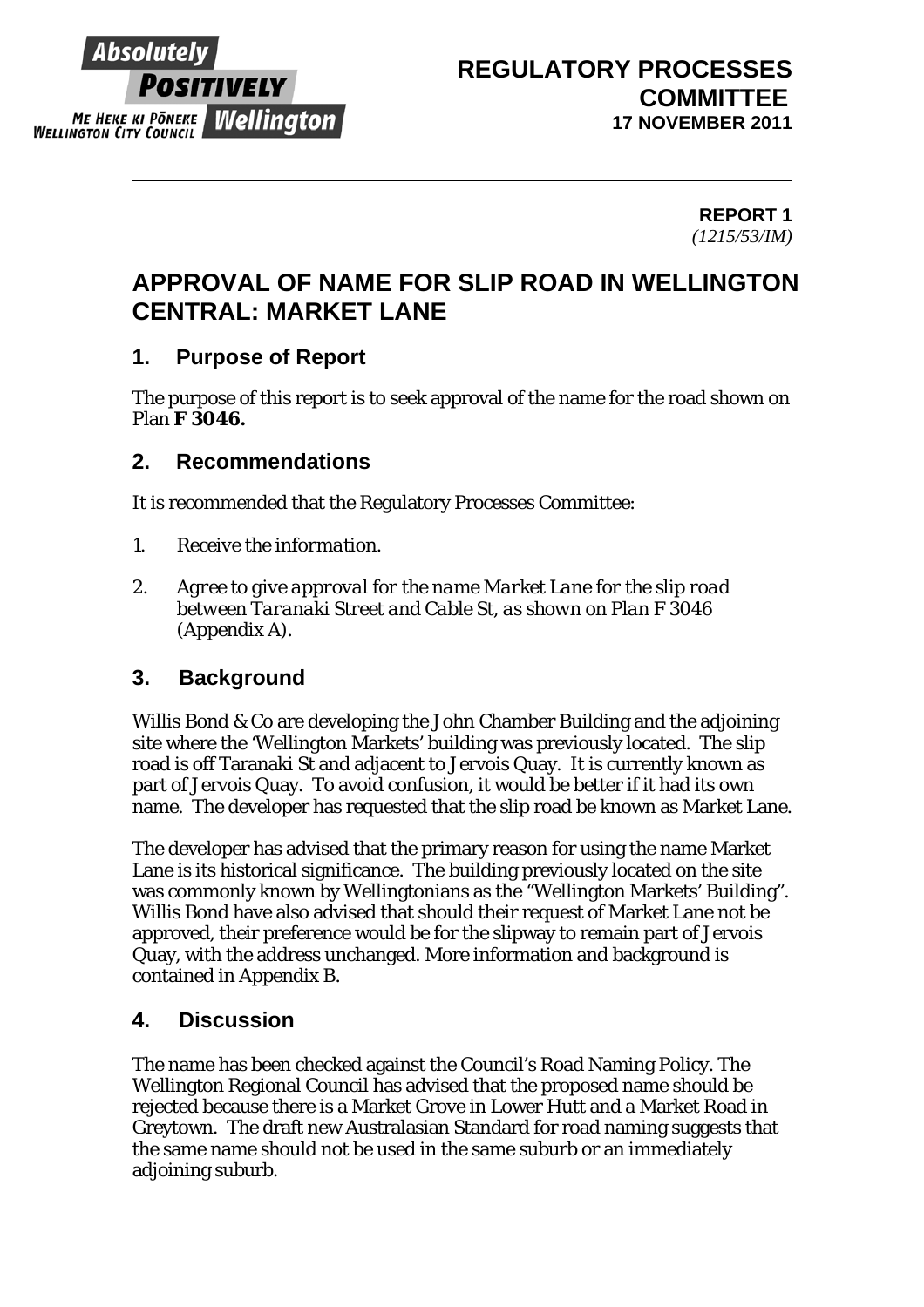# REGULATORY PROCESSES COMMITTEE
**17 NOVEMBER 2011**

**REPORT 1**
*(1215/53/IM)*

# APPROVAL OF NAME FOR SLIP ROAD IN WELLINGTON CENTRAL: MARKET LANE

## 1. Purpose of Report

The purpose of this report is to seek approval of the name for the road shown on Plan **F 3046.**

## 2. Recommendations

It is recommended that the Regulatory Processes Committee:

1. *Receive the information.*
2. *Agree to give approval for the name Market Lane for the slip road between Taranaki Street and Cable St, as shown on Plan F 3046 (Appendix A).*

## 3. Background

Willis Bond & Co are developing the John Chamber Building and the adjoining site where the 'Wellington Markets' building was previously located. The slip road is off Taranaki St and adjacent to Jervois Quay. It is currently known as part of Jervois Quay. To avoid confusion, it would be better if it had its own name. The developer has requested that the slip road be known as Market Lane.

The developer has advised that the primary reason for using the name Market Lane is its historical significance. The building previously located on the site was commonly known by Wellingtonians as the "Wellington Markets' Building". Willis Bond have also advised that should their request of Market Lane not be approved, their preference would be for the slipway to remain part of Jervois Quay, with the address unchanged. More information and background is contained in Appendix B.

## 4. Discussion

The name has been checked against the Council's Road Naming Policy. The Wellington Regional Council has advised that the proposed name should be rejected because there is a Market Grove in Lower Hutt and a Market Road in Greytown. The draft new Australasian Standard for road naming suggests that the same name should not be used in the same suburb or an immediately adjoining suburb.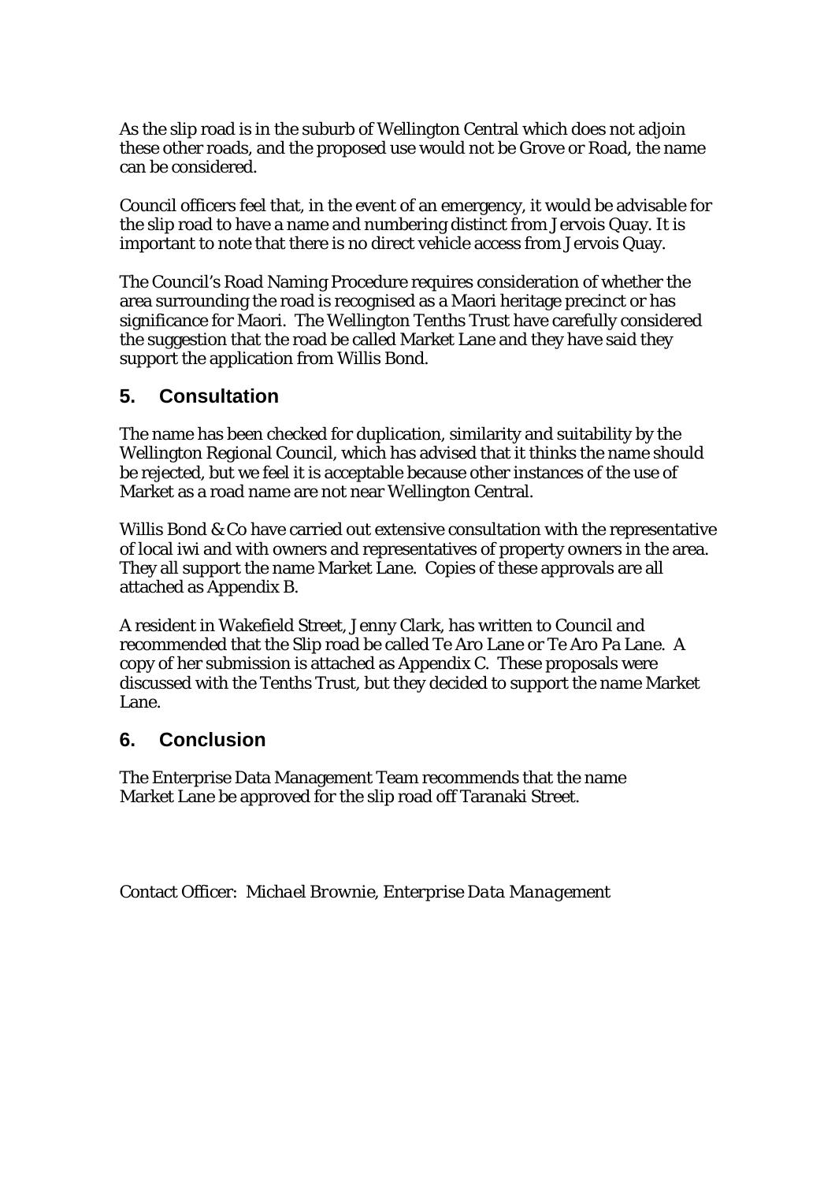As the slip road is in the suburb of Wellington Central which does not adjoin these other roads, and the proposed use would not be Grove or Road, the name can be considered.

Council officers feel that, in the event of an emergency, it would be advisable for the slip road to have a name and numbering distinct from Jervois Quay. It is important to note that there is no direct vehicle access from Jervois Quay.

The Council's Road Naming Procedure requires consideration of whether the area surrounding the road is recognised as a Maori heritage precinct or has significance for Maori. The Wellington Tenths Trust have carefully considered the suggestion that the road be called Market Lane and they have said they support the application from Willis Bond.

## 5. Consultation

The name has been checked for duplication, similarity and suitability by the Wellington Regional Council, which has advised that it thinks the name should be rejected, but we feel it is acceptable because other instances of the use of Market as a road name are not near Wellington Central.

Willis Bond & Co have carried out extensive consultation with the representative of local iwi and with owners and representatives of property owners in the area. They all support the name Market Lane. Copies of these approvals are all attached as Appendix B.

A resident in Wakefield Street, Jenny Clark, has written to Council and recommended that the Slip road be called Te Aro Lane or Te Aro Pa Lane. A copy of her submission is attached as Appendix C. These proposals were discussed with the Tenths Trust, but they decided to support the name Market Lane.

## 6. Conclusion

The Enterprise Data Management Team recommends that the name Market Lane be approved for the slip road off Taranaki Street.

Contact Officer: *Michael Brownie, Enterprise Data Management*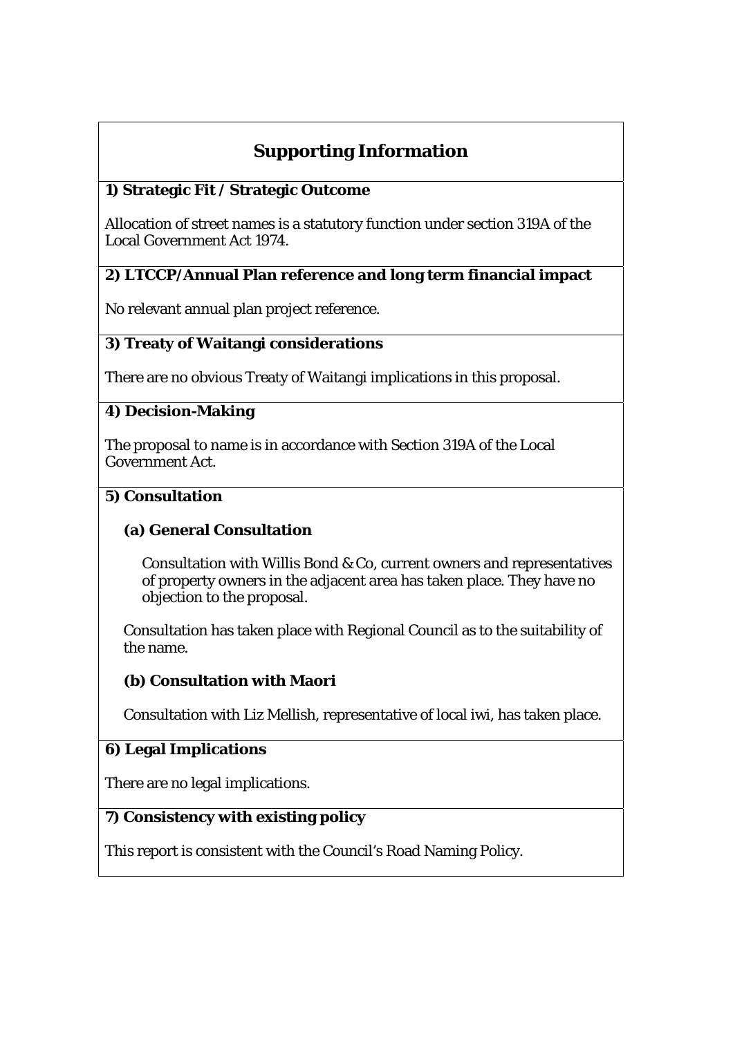## Supporting Information

**1) Strategic Fit / Strategic Outcome**

Allocation of street names is a statutory function under section 319A of the Local Government Act 1974.

**2) LTCCP/Annual Plan reference and long term financial impact**

No relevant annual plan project reference.

**3) Treaty of Waitangi considerations**

There are no obvious Treaty of Waitangi implications in this proposal.

**4) Decision-Making**

The proposal to name is in accordance with Section 319A of the Local Government Act.

**5) Consultation**

**(a) General Consultation**

Consultation with Willis Bond & Co, current owners and representatives of property owners in the adjacent area has taken place. They have no objection to the proposal.

Consultation has taken place with Regional Council as to the suitability of the name.

**(b) Consultation with Maori**

Consultation with Liz Mellish, representative of local iwi, has taken place.

**6) Legal Implications**

There are no legal implications.

**7) Consistency with existing policy**

This report is consistent with the Council's Road Naming Policy.